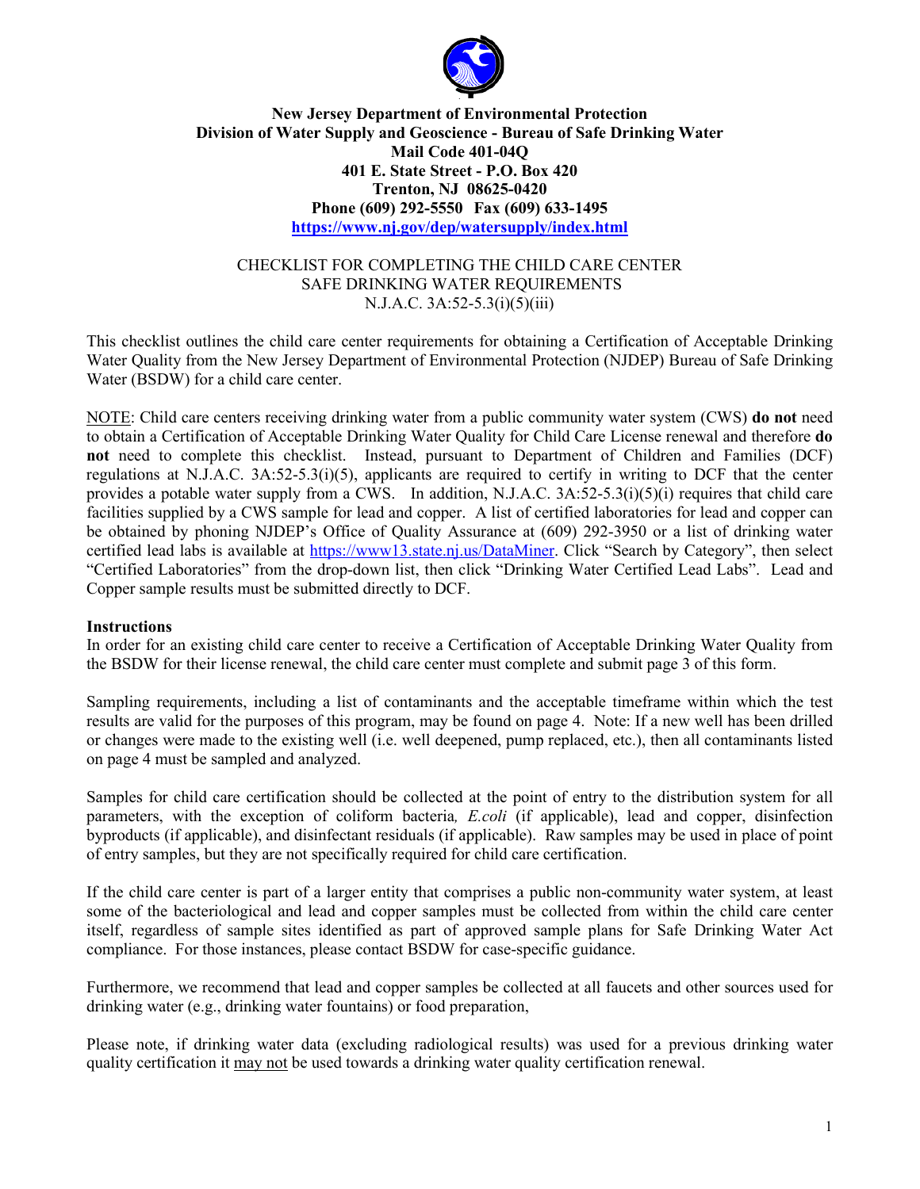**New Jersey Department of Environmental Protection**
**Division of Water Supply and Geoscience - Bureau of Safe Drinking Water**
**Mail Code 401-04Q**
**401 E. State Street - P.O. Box 420**
**Trenton, NJ 08625-0420**
**Phone (609) 292-5550 Fax (609) 633-1495**
**[https://www.nj.gov/dep/watersupply/index.html](https://www.nj.gov/dep/watersupply/index.html)**

# CHECKLIST FOR COMPLETING THE CHILD CARE CENTER SAFE DRINKING WATER REQUIREMENTS

N.J.A.C. 3A:52-5.3(i)(5)(iii)

This checklist outlines the child care center requirements for obtaining a Certification of Acceptable Drinking Water Quality from the New Jersey Department of Environmental Protection (NJDEP) Bureau of Safe Drinking Water (BSDW) for a child care center.

NOTE: Child care centers receiving drinking water from a public community water system (CWS) **do not** need to obtain a Certification of Acceptable Drinking Water Quality for Child Care License renewal and therefore **do not** need to complete this checklist. Instead, pursuant to Department of Children and Families (DCF) regulations at N.J.A.C. 3A:52-5.3(i)(5), applicants are required to certify in writing to DCF that the center provides a potable water supply from a CWS. In addition, N.J.A.C. 3A:52-5.3(i)(5)(i) requires that child care facilities supplied by a CWS sample for lead and copper. A list of certified laboratories for lead and copper can be obtained by phoning NJDEP's Office of Quality Assurance at (609) 292-3950 or a list of drinking water certified lead labs is available at [https://www13.state.nj.us/DataMiner](https://www13.state.nj.us/DataMiner). Click "Search by Category", then select "Certified Laboratories" from the drop-down list, then click "Drinking Water Certified Lead Labs". Lead and Copper sample results must be submitted directly to DCF.

## Instructions

In order for an existing child care center to receive a Certification of Acceptable Drinking Water Quality from the BSDW for their license renewal, the child care center must complete and submit page 3 of this form.

Sampling requirements, including a list of contaminants and the acceptable timeframe within which the test results are valid for the purposes of this program, may be found on page 4. Note: If a new well has been drilled or changes were made to the existing well (i.e. well deepened, pump replaced, etc.), then all contaminants listed on page 4 must be sampled and analyzed.

Samples for child care certification should be collected at the point of entry to the distribution system for all parameters, with the exception of coliform bacteria*, E.coli* (if applicable), lead and copper, disinfection byproducts (if applicable), and disinfectant residuals (if applicable). Raw samples may be used in place of point of entry samples, but they are not specifically required for child care certification.

If the child care center is part of a larger entity that comprises a public non-community water system, at least some of the bacteriological and lead and copper samples must be collected from within the child care center itself, regardless of sample sites identified as part of approved sample plans for Safe Drinking Water Act compliance. For those instances, please contact BSDW for case-specific guidance.

Furthermore, we recommend that lead and copper samples be collected at all faucets and other sources used for drinking water (e.g., drinking water fountains) or food preparation,

Please note, if drinking water data (excluding radiological results) was used for a previous drinking water quality certification it may not be used towards a drinking water quality certification renewal.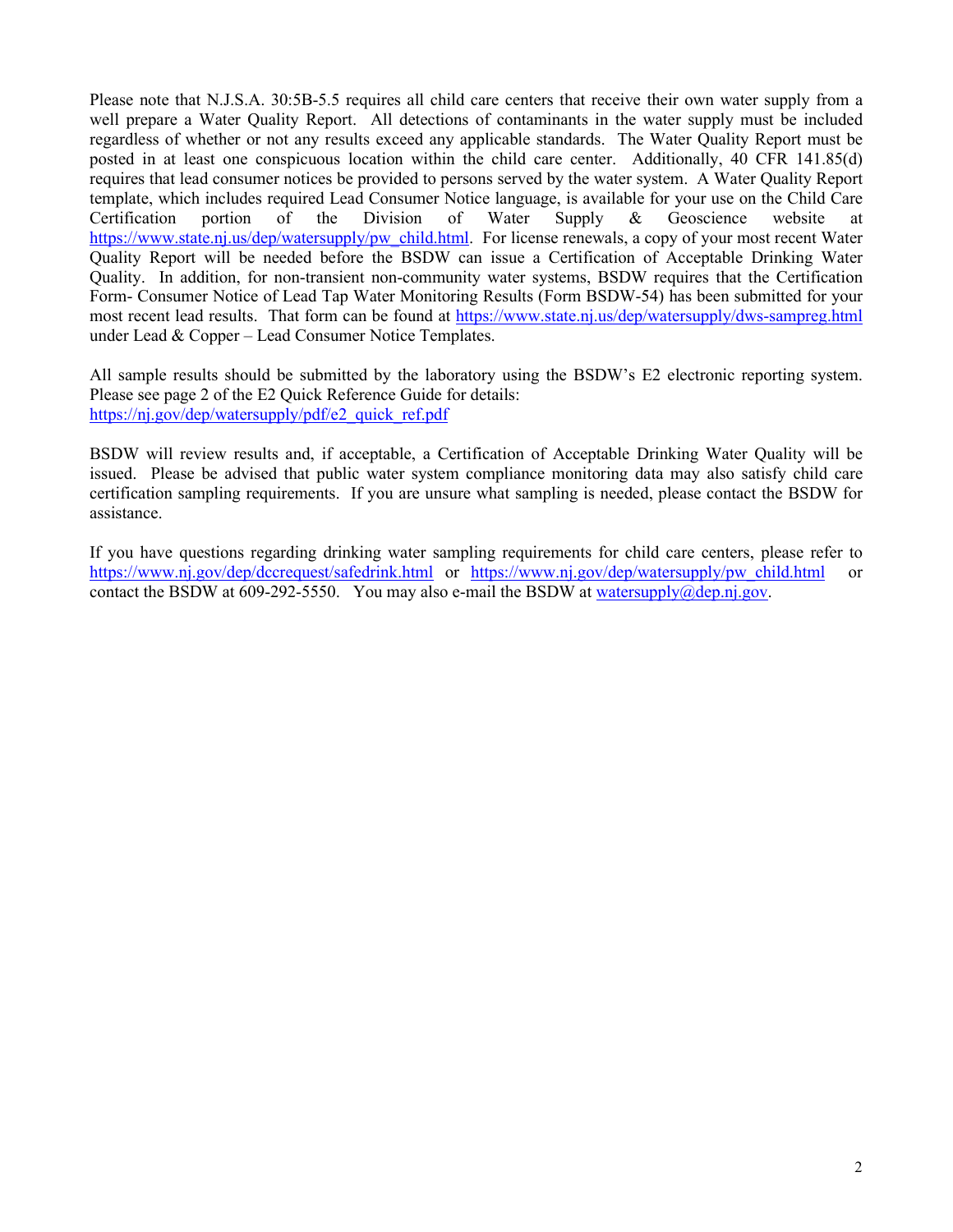Please note that N.J.S.A. 30:5B-5.5 requires all child care centers that receive their own water supply from a well prepare a Water Quality Report. All detections of contaminants in the water supply must be included regardless of whether or not any results exceed any applicable standards. The Water Quality Report must be posted in at least one conspicuous location within the child care center. Additionally, 40 CFR 141.85(d) requires that lead consumer notices be provided to persons served by the water system. A Water Quality Report template, which includes required Lead Consumer Notice language, is available for your use on the Child Care Certification portion of the Division of Water Supply & Geoscience website at https://www.state.nj.us/dep/watersupply/pw_child.html. For license renewals, a copy of your most recent Water Quality Report will be needed before the BSDW can issue a Certification of Acceptable Drinking Water Quality. In addition, for non-transient non-community water systems, BSDW requires that the Certification Form- Consumer Notice of Lead Tap Water Monitoring Results (Form BSDW-54) has been submitted for your most recent lead results. That form can be found at https://www.state.nj.us/dep/watersupply/dws-sampreg.html under Lead & Copper – Lead Consumer Notice Templates.

All sample results should be submitted by the laboratory using the BSDW's E2 electronic reporting system. Please see page 2 of the E2 Quick Reference Guide for details:
https://nj.gov/dep/watersupply/pdf/e2_quick_ref.pdf

BSDW will review results and, if acceptable, a Certification of Acceptable Drinking Water Quality will be issued. Please be advised that public water system compliance monitoring data may also satisfy child care certification sampling requirements. If you are unsure what sampling is needed, please contact the BSDW for assistance.

If you have questions regarding drinking water sampling requirements for child care centers, please refer to https://www.nj.gov/dep/dccrequest/safedrink.html or https://www.nj.gov/dep/watersupply/pw_child.html or contact the BSDW at 609-292-5550. You may also e-mail the BSDW at watersupply@dep.nj.gov.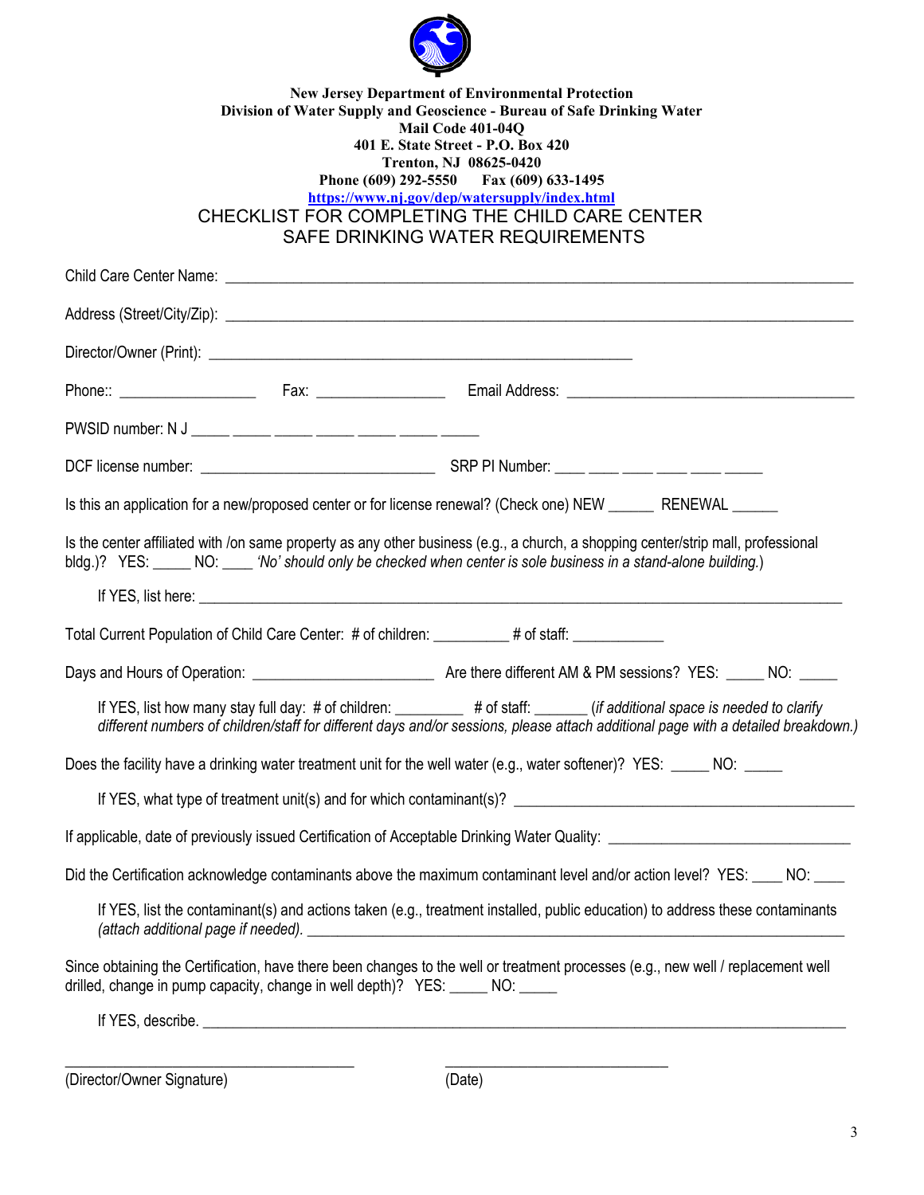**New Jersey Department of Environmental Protection**
**Division of Water Supply and Geoscience - Bureau of Safe Drinking Water**
**Mail Code 401-04Q**
**401 E. State Street - P.O. Box 420**
**Trenton, NJ 08625-0420**
**Phone (609) 292-5550 Fax (609) 633-1495**
**https://www.nj.gov/dep/watersupply/index.html**

# CHECKLIST FOR COMPLETING THE CHILD CARE CENTER SAFE DRINKING WATER REQUIREMENTS

Child Care Center Name: ______________________________________________________________________________

Address (Street/City/Zip): ______________________________________________________________________________

Director/Owner (Print): ______________________________________________________

Phone:: _________________ Fax: ________________ Email Address: _____________________________________

PWSID number: N J _____ _____ _____ _____ _____ _____ _____

DCF license number: ______________________________ SRP PI Number: ____ ____ ____ ____ ____ _____

Is this an application for a new/proposed center or for license renewal? (Check one) NEW ______ RENEWAL ______

Is the center affiliated with /on same property as any other business (e.g., a church, a shopping center/strip mall, professional bldg.)? YES: _____ NO: ____ *'No' should only be checked when center is sole business in a stand-alone building.*)

If YES, list here: ______________________________________________________________________________

Total Current Population of Child Care Center: # of children: __________ # of staff: ____________

Days and Hours of Operation: _______________________ Are there different AM & PM sessions? YES: _____ NO: _____

If YES, list how many stay full day: # of children: _________ # of staff: _______ (*if additional space is needed to clarify different numbers of children/staff for different days and/or sessions, please attach additional page with a detailed breakdown.)*

Does the facility have a drinking water treatment unit for the well water (e.g., water softener)? YES: _____ NO: _____

If YES, what type of treatment unit(s) and for which contaminant(s)? ____________________________________________

If applicable, date of previously issued Certification of Acceptable Drinking Water Quality: _______________________________

Did the Certification acknowledge contaminants above the maximum contaminant level and/or action level? YES: ____ NO: ____

If YES, list the contaminant(s) and actions taken (e.g., treatment installed, public education) to address these contaminants *(attach additional page if needed).* ___________________________________________________________________________

Since obtaining the Certification, have there been changes to the well or treatment processes (e.g., new well / replacement well drilled, change in pump capacity, change in well depth)? YES: _____ NO: _____

If YES, describe. ______________________________________________________________________________

____________________________________ ____________________________

(Director/Owner Signature) (Date)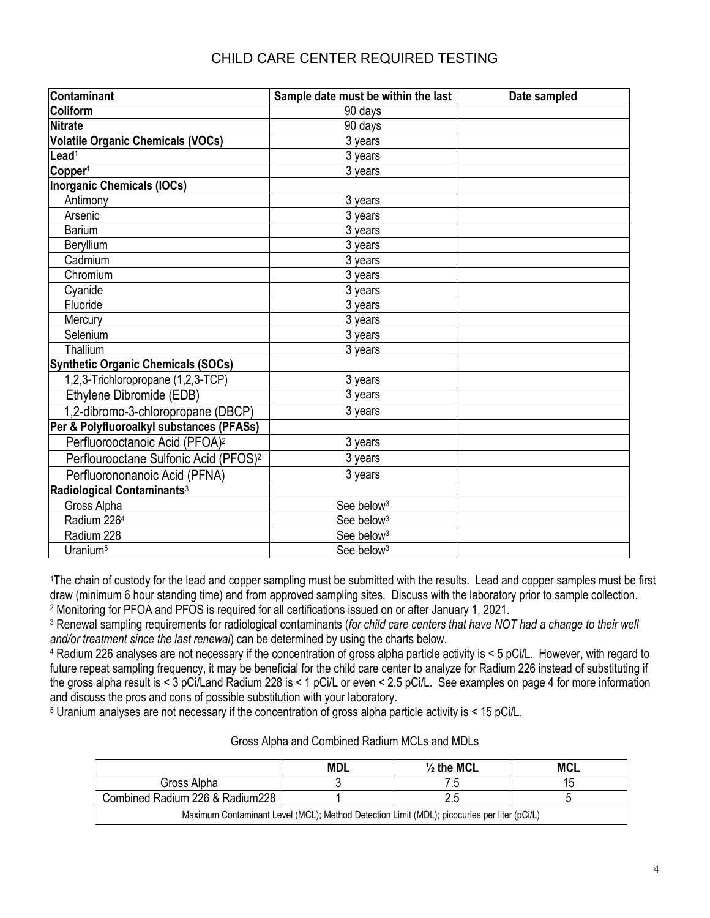# CHILD CARE CENTER REQUIRED TESTING

| Contaminant | Sample date must be within the last | Date sampled |
|---|---|---|
| **Coliform** | 90 days | |
| **Nitrate** | 90 days | |
| **Volatile Organic Chemicals (VOCs)** | 3 years | |
| **Lead**[1] | 3 years | |
| **Copper**[1] | 3 years | |
| **Inorganic Chemicals (IOCs)** | | |
| Antimony | 3 years | |
| Arsenic | 3 years | |
| Barium | 3 years | |
| Beryllium | 3 years | |
| Cadmium | 3 years | |
| Chromium | 3 years | |
| Cyanide | 3 years | |
| Fluoride | 3 years | |
| Mercury | 3 years | |
| Selenium | 3 years | |
| Thallium | 3 years | |
| **Synthetic Organic Chemicals (SOCs)** | | |
| 1,2,3-Trichloropropane (1,2,3-TCP) | 3 years | |
| Ethylene Dibromide (EDB) | 3 years | |
| 1,2-dibromo-3-chloropropane (DBCP) | 3 years | |
| **Per & Polyfluoroalkyl substances (PFASs)** | | |
| Perfluorooctanoic Acid (PFOA)[2] | 3 years | |
| Perflourooctane Sulfonic Acid (PFOS)[2] | 3 years | |
| Perfluorononanoic Acid (PFNA) | 3 years | |
| **Radiological Contaminants**[3] | | |
| Gross Alpha | See below[3] | |
| Radium 226[4] | See below[3] | |
| Radium 228 | See below[3] | |
| Uranium[5] | See below[3] | |

[1]The chain of custody for the lead and copper sampling must be submitted with the results. Lead and copper samples must be first draw (minimum 6 hour standing time) and from approved sampling sites. Discuss with the laboratory prior to sample collection.

[2] Monitoring for PFOA and PFOS is required for all certifications issued on or after January 1, 2021.

[3] Renewal sampling requirements for radiological contaminants (*for child care centers that have NOT had a change to their well and/or treatment since the last renewal*) can be determined by using the charts below.

[4] Radium 226 analyses are not necessary if the concentration of gross alpha particle activity is < 5 pCi/L. However, with regard to future repeat sampling frequency, it may be beneficial for the child care center to analyze for Radium 226 instead of substituting if the gross alpha result is < 3 pCi/Land Radium 228 is < 1 pCi/L or even < 2.5 pCi/L. See examples on page 4 for more information and discuss the pros and cons of possible substitution with your laboratory.

[5] Uranium analyses are not necessary if the concentration of gross alpha particle activity is < 15 pCi/L.

Gross Alpha and Combined Radium MCLs and MDLs

| | MDL | ½ the MCL | MCL |
|---|---|---|---|
| Gross Alpha | 3 | 7.5 | 15 |
| Combined Radium 226 & Radium228 | 1 | 2.5 | 5 |
| Maximum Contaminant Level (MCL); Method Detection Limit (MDL); picocuries per liter (pCi/L) | | | |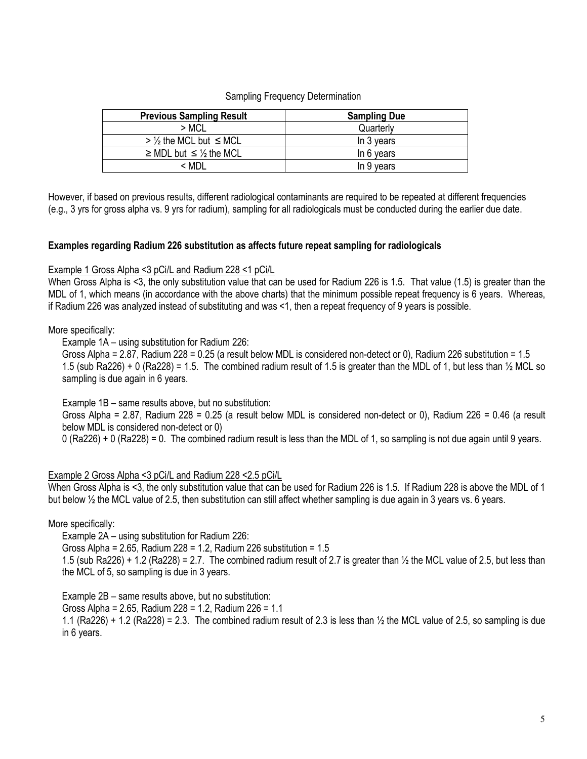Sampling Frequency Determination

| Previous Sampling Result | Sampling Due |
| --- | --- |
| > MCL | Quarterly |
| > ½ the MCL but ≤ MCL | In 3 years |
| ≥ MDL but ≤ ½ the MCL | In 6 years |
| < MDL | In 9 years |

However, if based on previous results, different radiological contaminants are required to be repeated at different frequencies (e.g., 3 yrs for gross alpha vs. 9 yrs for radium), sampling for all radiologicals must be conducted during the earlier due date.

**Examples regarding Radium 226 substitution as affects future repeat sampling for radiologicals**

Example 1 Gross Alpha <3 pCi/L and Radium 228 <1 pCi/L

When Gross Alpha is <3, the only substitution value that can be used for Radium 226 is 1.5. That value (1.5) is greater than the MDL of 1, which means (in accordance with the above charts) that the minimum possible repeat frequency is 6 years. Whereas, if Radium 226 was analyzed instead of substituting and was <1, then a repeat frequency of 9 years is possible.

More specifically:

Example 1A – using substitution for Radium 226:

Gross Alpha = 2.87, Radium 228 = 0.25 (a result below MDL is considered non-detect or 0), Radium 226 substitution = 1.5

1.5 (sub Ra226) + 0 (Ra228) = 1.5. The combined radium result of 1.5 is greater than the MDL of 1, but less than ½ MCL so sampling is due again in 6 years.

Example 1B – same results above, but no substitution:

Gross Alpha = 2.87, Radium 228 = 0.25 (a result below MDL is considered non-detect or 0), Radium 226 = 0.46 (a result below MDL is considered non-detect or 0)

0 (Ra226) + 0 (Ra228) = 0. The combined radium result is less than the MDL of 1, so sampling is not due again until 9 years.

Example 2 Gross Alpha <3 pCi/L and Radium 228 <2.5 pCi/L

When Gross Alpha is <3, the only substitution value that can be used for Radium 226 is 1.5. If Radium 228 is above the MDL of 1 but below ½ the MCL value of 2.5, then substitution can still affect whether sampling is due again in 3 years vs. 6 years.

More specifically:

Example 2A – using substitution for Radium 226:

Gross Alpha = 2.65, Radium 228 = 1.2, Radium 226 substitution = 1.5

1.5 (sub Ra226) + 1.2 (Ra228) = 2.7. The combined radium result of 2.7 is greater than ½ the MCL value of 2.5, but less than the MCL of 5, so sampling is due in 3 years.

Example 2B – same results above, but no substitution:

Gross Alpha = 2.65, Radium 228 = 1.2, Radium 226 = 1.1

1.1 (Ra226) + 1.2 (Ra228) = 2.3. The combined radium result of 2.3 is less than ½ the MCL value of 2.5, so sampling is due in 6 years.